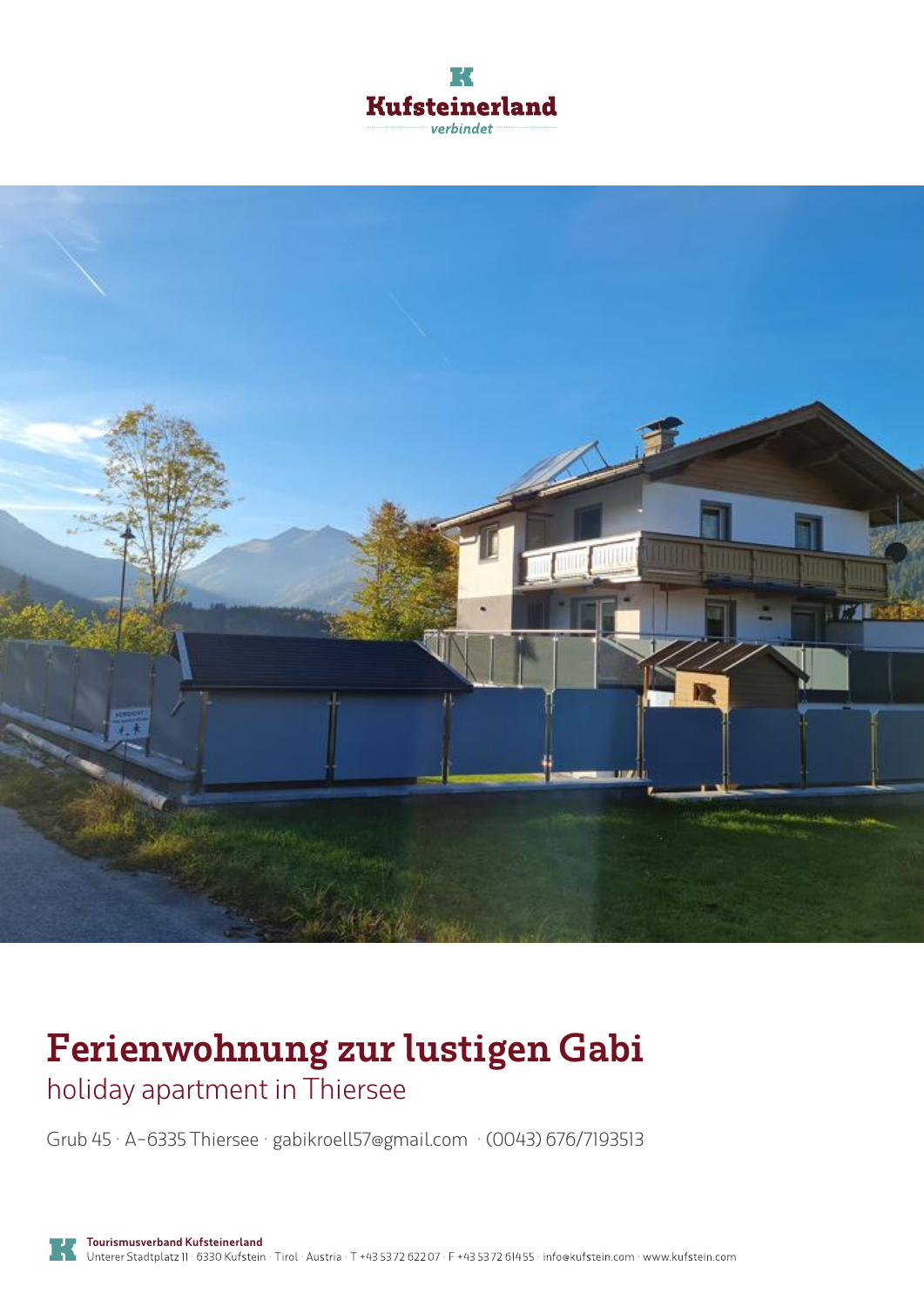Kufsteinerland

verbindet

# Ferienwohnung zur lustigen Gabi

## holiday apartment in Thiersee

Grub 45 · A-6335 Thiersee · gabikroell57@gmail.com · (0043) 676/7193513

**Tourismusverband Kufsteinerland**
Unterer Stadtplatz 11 · 6330 Kufstein · Tirol · Austria · T +43 5372 622 07 · F +43 5372 614 55 · info@kufstein.com · www.kufstein.com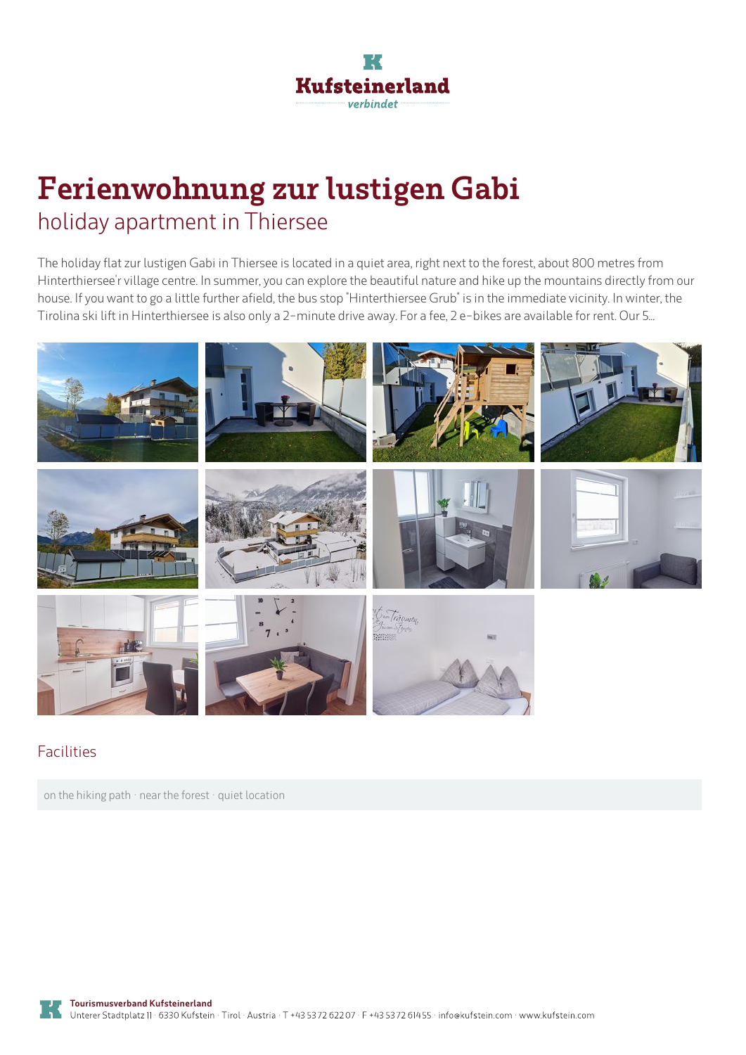# Ferienwohnung zur lustigen Gabi

## holiday apartment in Thiersee

The holiday flat zur lustigen Gabi in Thiersee is located in a quiet area, right next to the forest, about 800 metres from Hinterthiersee'r village centre. In summer, you can explore the beautiful nature and hike up the mountains directly from our house. If you want to go a little further afield, the bus stop "Hinterthiersee Grub" is in the immediate vicinity. In winter, the Tirolina ski lift in Hinterthiersee is also only a 2-minute drive away. For a fee, 2 e-bikes are available for rent. Our 5...

### Facilities

on the hiking path · near the forest · quiet location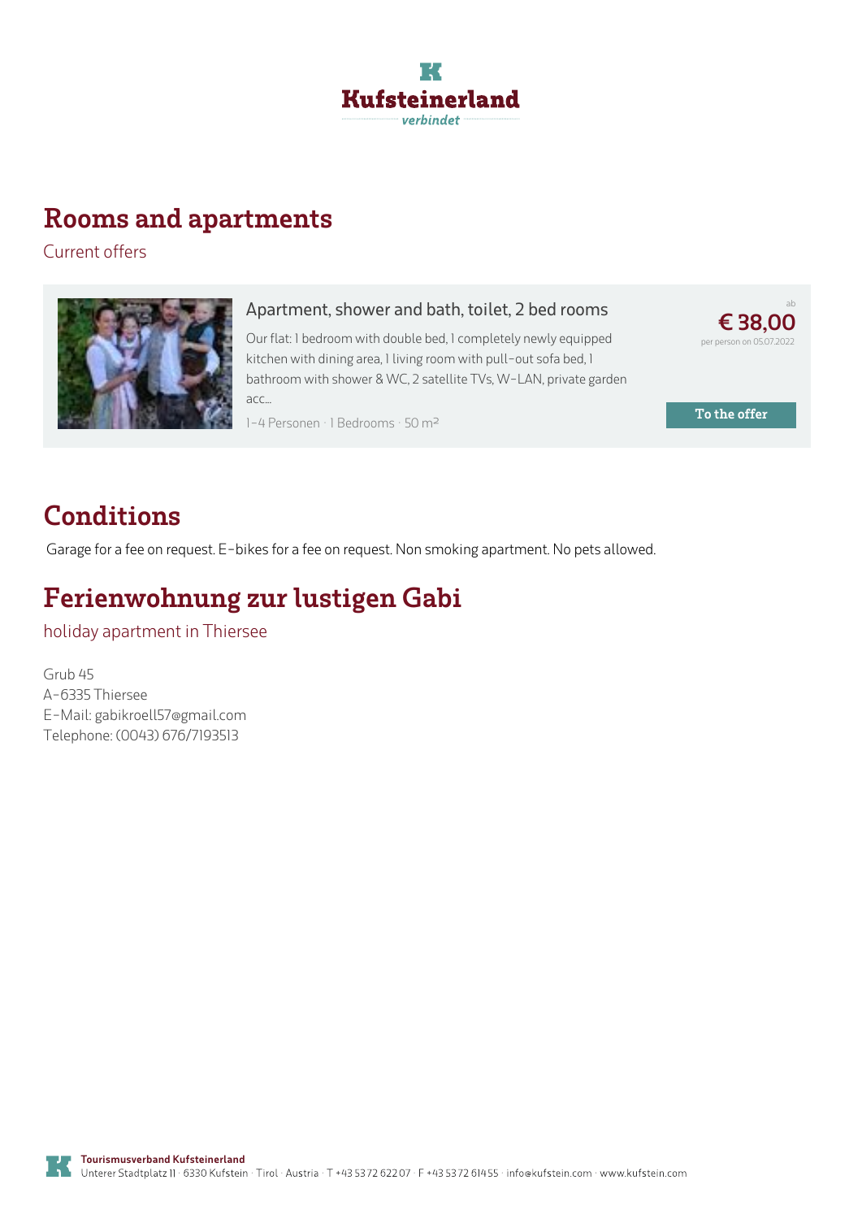# Rooms and apartments

Current offers

### Apartment, shower and bath, toilet, 2 bed rooms

Our flat: 1 bedroom with double bed, 1 completely newly equipped kitchen with dining area, 1 living room with pull-out sofa bed, 1 bathroom with shower & WC, 2 satellite TVs, W-LAN, private garden acc...

1-4 Personen · 1 Bedrooms · 50 m²

ab

**€ 38,00**

per person on 05.07.2022

To the offer

# Conditions

Garage for a fee on request. E-bikes for a fee on request. Non smoking apartment. No pets allowed.

# Ferienwohnung zur lustigen Gabi

holiday apartment in Thiersee

Grub 45
A-6335 Thiersee
E-Mail: gabikroell57@gmail.com
Telephone: (0043) 676/7193513